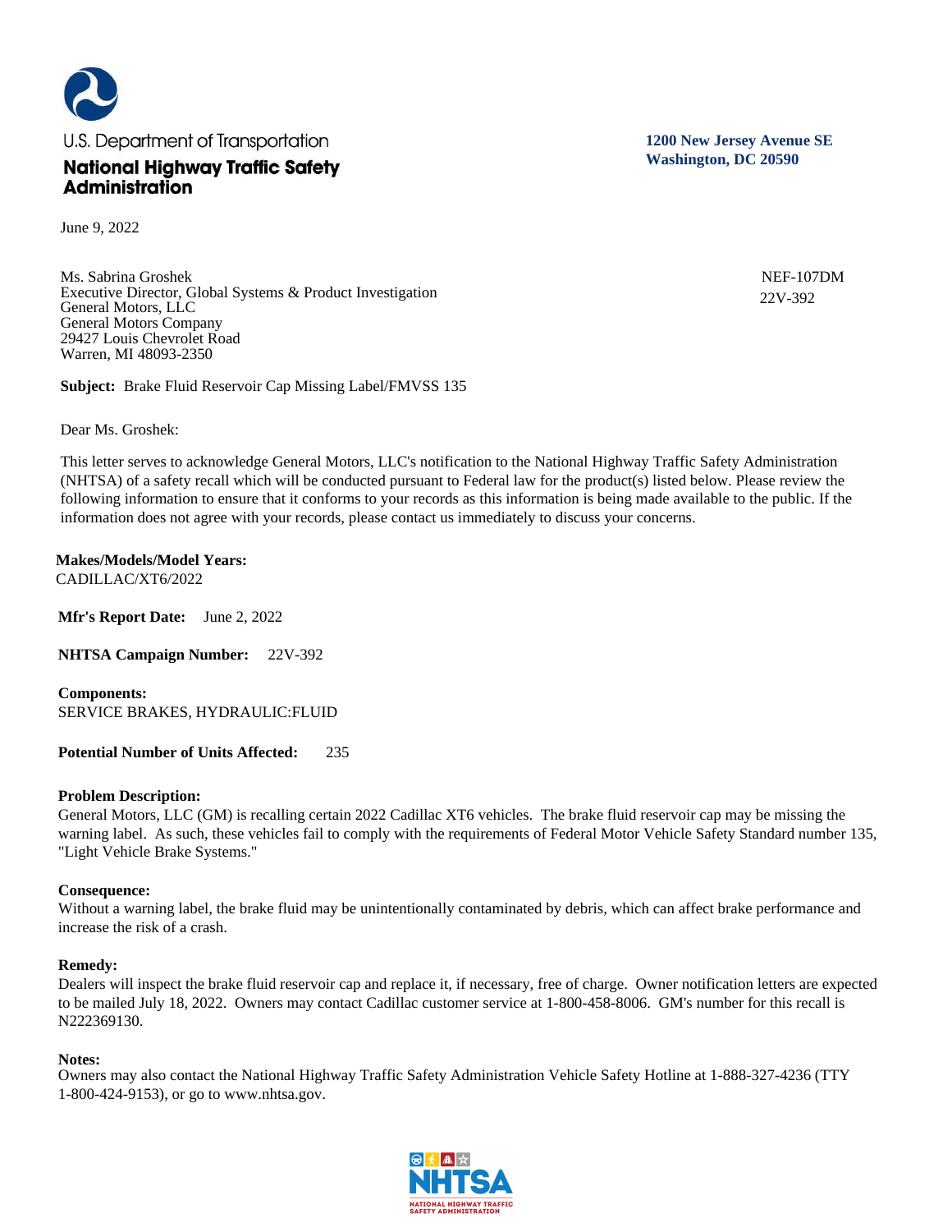U.S. Department of Transportation

**National Highway Traffic Safety Administration**

**1200 New Jersey Avenue SE**
**Washington, DC 20590**

June 9, 2022

Ms. Sabrina Groshek
Executive Director, Global Systems & Product Investigation
General Motors, LLC
General Motors Company
29427 Louis Chevrolet Road
Warren, MI 48093-2350

NEF-107DM
22V-392

**Subject:** Brake Fluid Reservoir Cap Missing Label/FMVSS 135

Dear Ms. Groshek:

This letter serves to acknowledge General Motors, LLC's notification to the National Highway Traffic Safety Administration (NHTSA) of a safety recall which will be conducted pursuant to Federal law for the product(s) listed below. Please review the following information to ensure that it conforms to your records as this information is being made available to the public. If the information does not agree with your records, please contact us immediately to discuss your concerns.

**Makes/Models/Model Years:**
CADILLAC/XT6/2022

**Mfr's Report Date:** June 2, 2022

**NHTSA Campaign Number:** 22V-392

**Components:**
SERVICE BRAKES, HYDRAULIC:FLUID

**Potential Number of Units Affected:** 235

**Problem Description:**
General Motors, LLC (GM) is recalling certain 2022 Cadillac XT6 vehicles. The brake fluid reservoir cap may be missing the warning label. As such, these vehicles fail to comply with the requirements of Federal Motor Vehicle Safety Standard number 135, "Light Vehicle Brake Systems."

**Consequence:**
Without a warning label, the brake fluid may be unintentionally contaminated by debris, which can affect brake performance and increase the risk of a crash.

**Remedy:**
Dealers will inspect the brake fluid reservoir cap and replace it, if necessary, free of charge. Owner notification letters are expected to be mailed July 18, 2022. Owners may contact Cadillac customer service at 1-800-458-8006. GM's number for this recall is N222369130.

**Notes:**
Owners may also contact the National Highway Traffic Safety Administration Vehicle Safety Hotline at 1-888-327-4236 (TTY 1-800-424-9153), or go to www.nhtsa.gov.

NHTSA
NATIONAL HIGHWAY TRAFFIC SAFETY ADMINISTRATION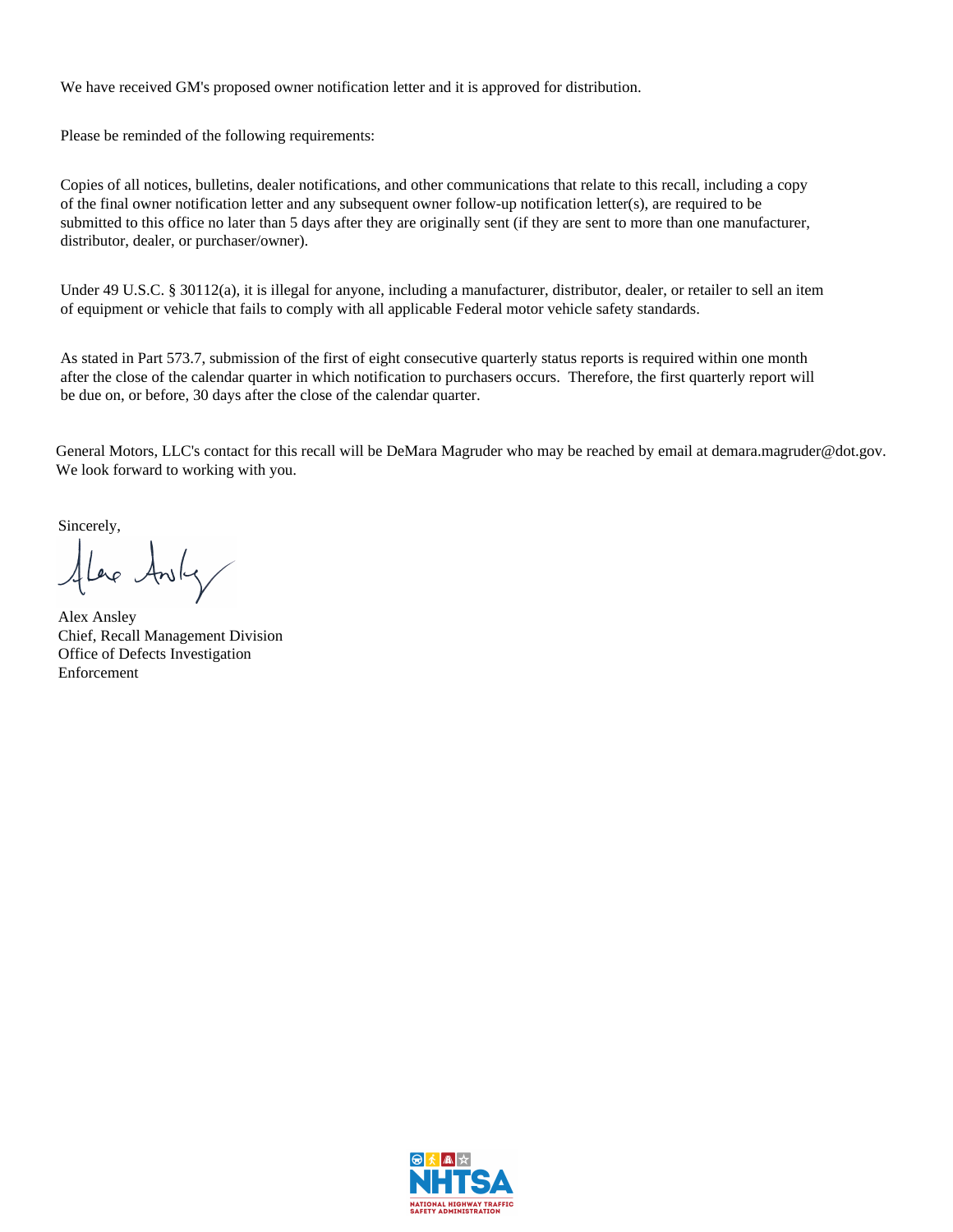We have received GM's proposed owner notification letter and it is approved for distribution.

Please be reminded of the following requirements:

Copies of all notices, bulletins, dealer notifications, and other communications that relate to this recall, including a copy of the final owner notification letter and any subsequent owner follow-up notification letter(s), are required to be submitted to this office no later than 5 days after they are originally sent (if they are sent to more than one manufacturer, distributor, dealer, or purchaser/owner).

Under 49 U.S.C. § 30112(a), it is illegal for anyone, including a manufacturer, distributor, dealer, or retailer to sell an item of equipment or vehicle that fails to comply with all applicable Federal motor vehicle safety standards.

As stated in Part 573.7, submission of the first of eight consecutive quarterly status reports is required within one month after the close of the calendar quarter in which notification to purchasers occurs. Therefore, the first quarterly report will be due on, or before, 30 days after the close of the calendar quarter.

General Motors, LLC's contact for this recall will be DeMara Magruder who may be reached by email at demara.magruder@dot.gov. We look forward to working with you.

Sincerely,

Alex Ansley
Chief, Recall Management Division
Office of Defects Investigation
Enforcement

NHTSA
NATIONAL HIGHWAY TRAFFIC SAFETY ADMINISTRATION